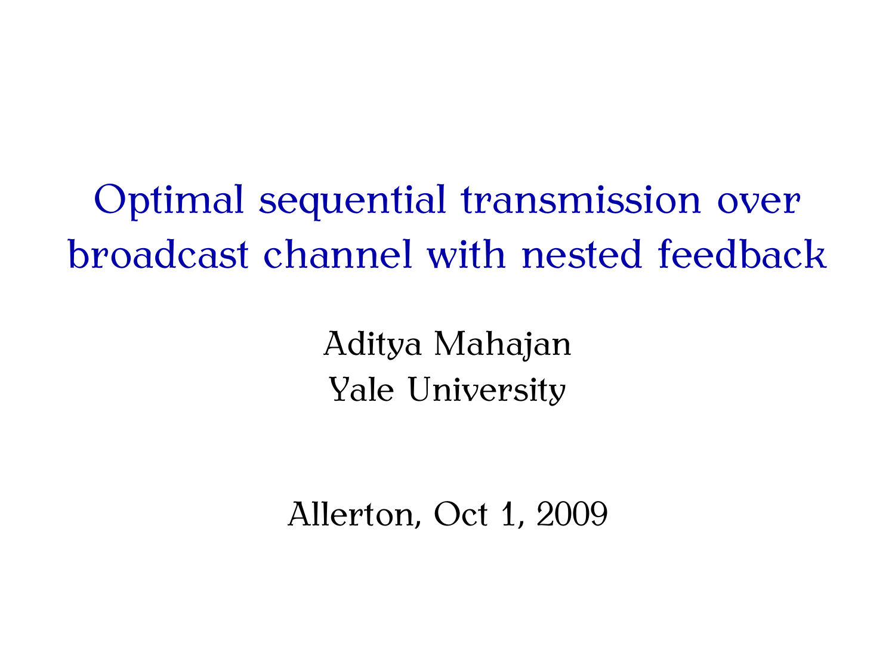# Optimal sequential transmission over broadcast channel with nested feedback

Aditya Mahajan
Yale University

Allerton, Oct 1, 2009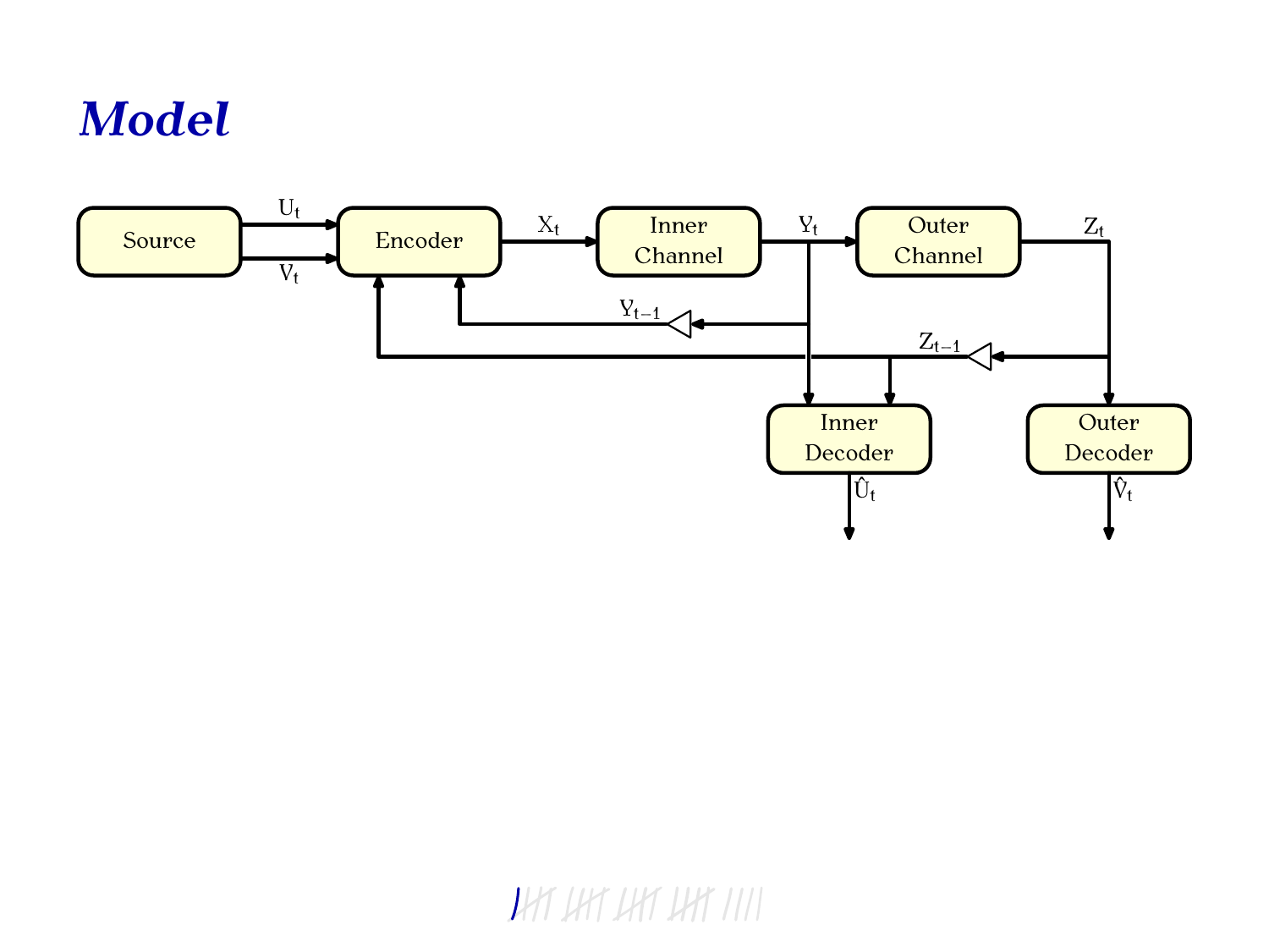# *Model*

Source → $U_t$, $V_t$ → Encoder → $X_t$ → Inner Channel → $Y_t$ → Outer Channel → $Z_t$

$Y_{t-1}$ → Encoder

$Z_{t-1}$ → Encoder

Inner Decoder → $\hat{U}_t$

Outer Decoder → $\hat{V}_t$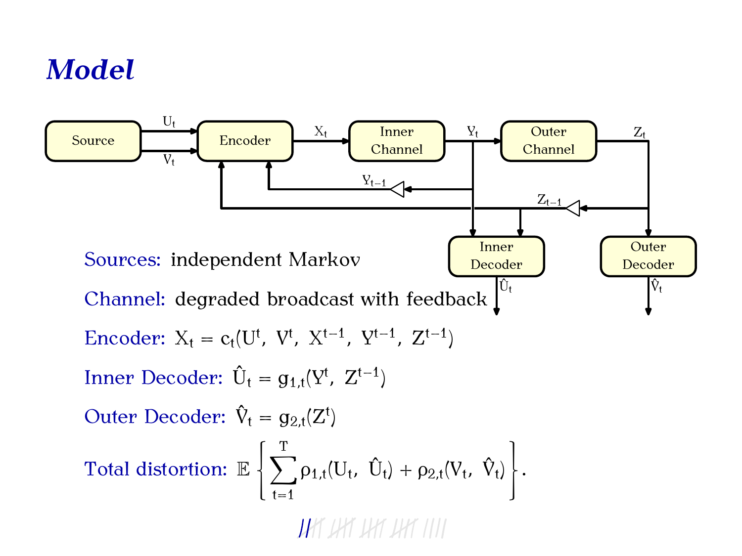# *Model*

Sources: independent Markov

Channel: degraded broadcast with feedback

Encoder: $X_t = c_t(U^t,\ V^t,\ X^{t-1},\ Y^{t-1},\ Z^{t-1})$

Inner Decoder: $\hat{U}_t = g_{1,t}(Y^t,\ Z^{t-1})$

Outer Decoder: $\hat{V}_t = g_{2,t}(Z^t)$

Total distortion: $\mathbb{E}\left\{\sum_{t=1}^{T} \rho_{1,t}(U_t,\ \hat{U}_t) + \rho_{2,t}(V_t,\ \hat{V}_t)\right\}.$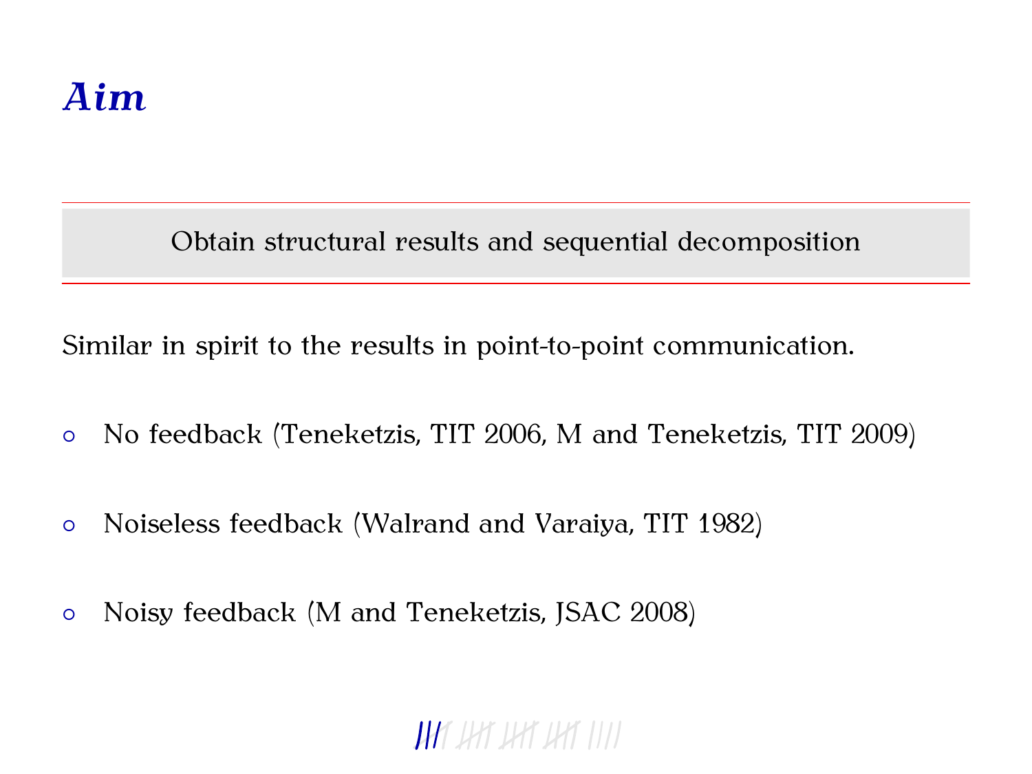# *Aim*

Obtain structural results and sequential decomposition

Similar in spirit to the results in point-to-point communication.

- No feedback (Teneketzis, TIT 2006, M and Teneketzis, TIT 2009)
- Noiseless feedback (Walrand and Varaiya, TIT 1982)
- Noisy feedback (M and Teneketzis, JSAC 2008)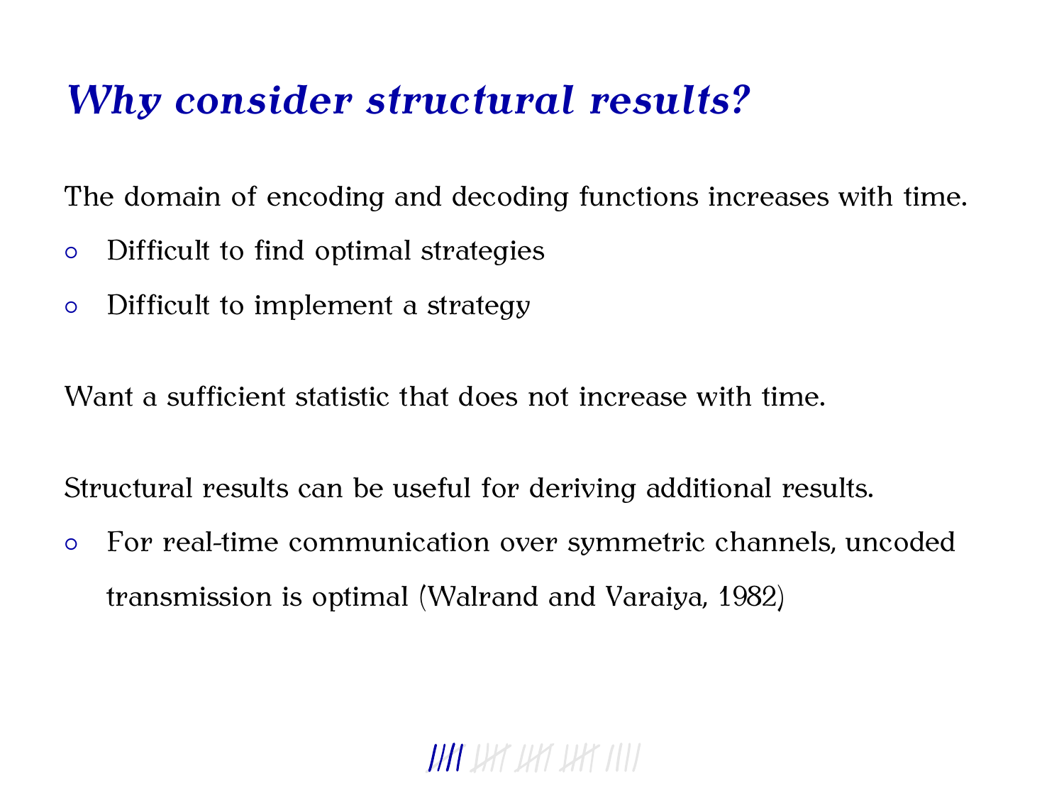# *Why consider structural results?*

The domain of encoding and decoding functions increases with time.

- Difficult to find optimal strategies
- Difficult to implement a strategy

Want a sufficient statistic that does not increase with time.

Structural results can be useful for deriving additional results.

- For real-time communication over symmetric channels, uncoded transmission is optimal (Walrand and Varaiya, 1982)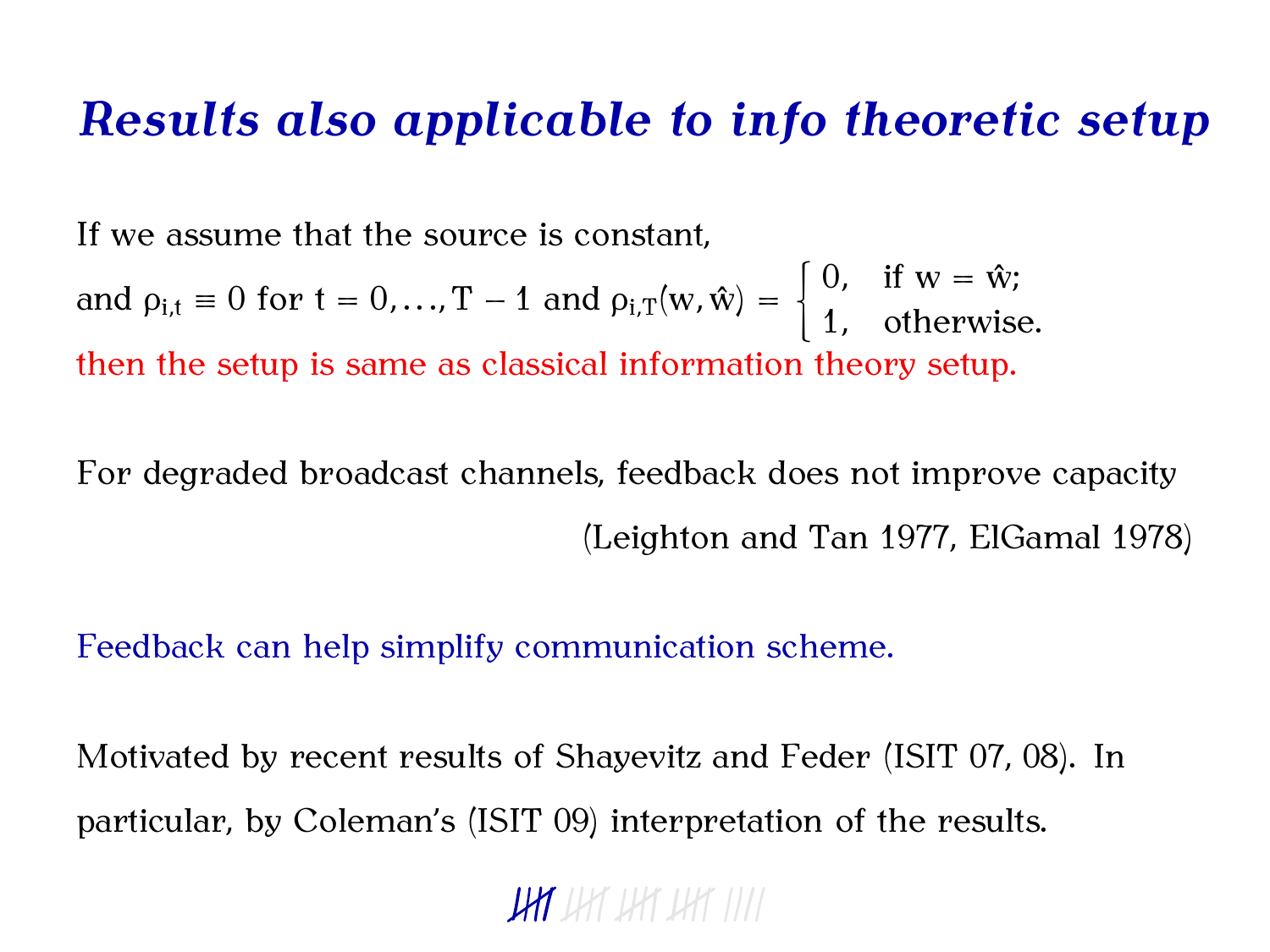# *Results also applicable to info theoretic setup*

If we assume that the source is constant,

and $\rho_{i,t} \equiv 0$ for $t = 0, \ldots, T-1$ and $\rho_{i,T}(w, \hat{w}) = \begin{cases} 0, & \text{if } w = \hat{w}; \\ 1, & \text{otherwise.} \end{cases}$

then the setup is same as classical information theory setup.

For degraded broadcast channels, feedback does not improve capacity

(Leighton and Tan 1977, ElGamal 1978)

Feedback can help simplify communication scheme.

Motivated by recent results of Shayevitz and Feder (ISIT 07, 08). In particular, by Coleman's (ISIT 09) interpretation of the results.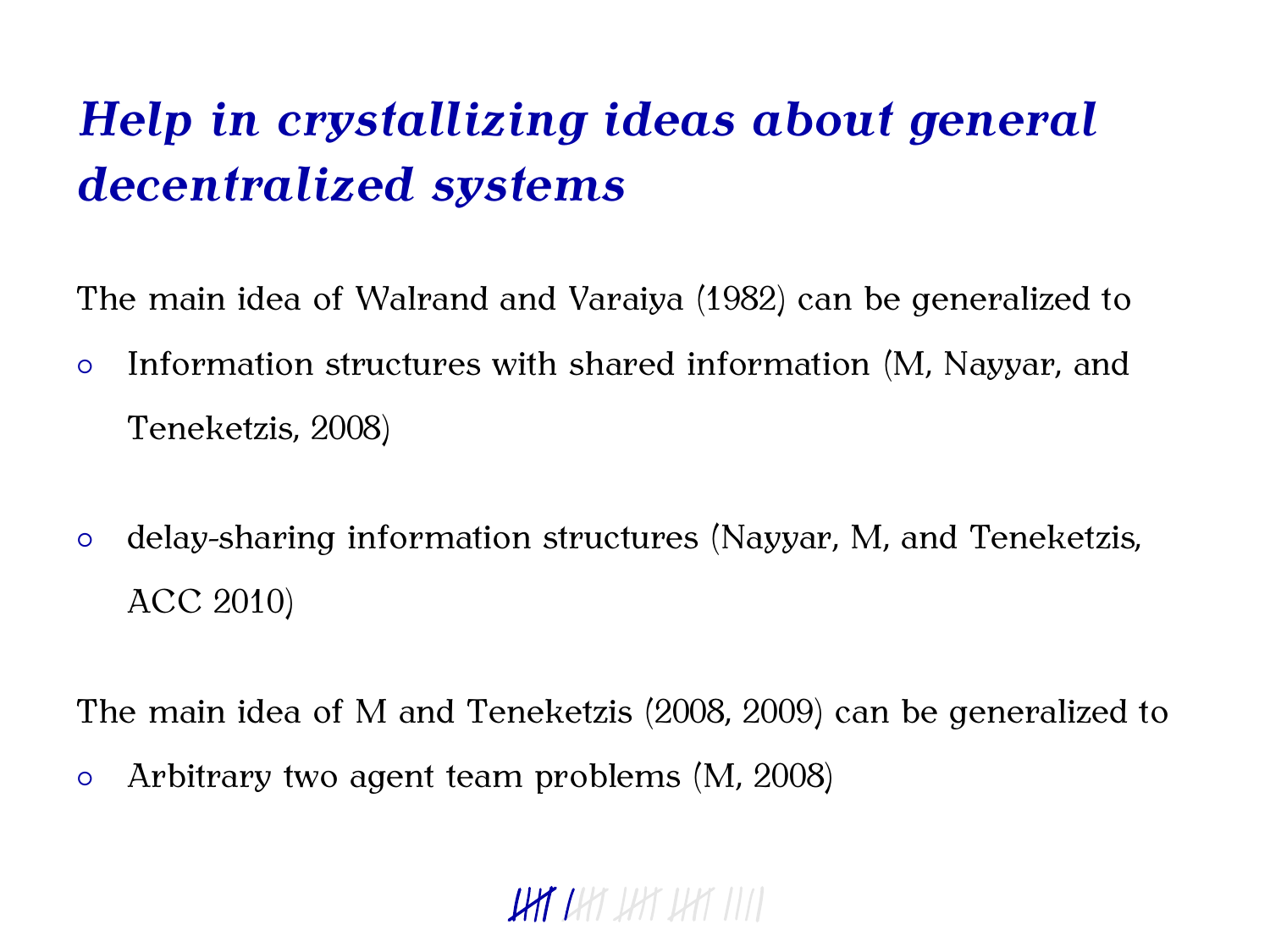# *Help in crystallizing ideas about general decentralized systems*

The main idea of Walrand and Varaiya (1982) can be generalized to

- Information structures with shared information (M, Nayyar, and Teneketzis, 2008)
- delay-sharing information structures (Nayyar, M, and Teneketzis, ACC 2010)

The main idea of M and Teneketzis (2008, 2009) can be generalized to

- Arbitrary two agent team problems (M, 2008)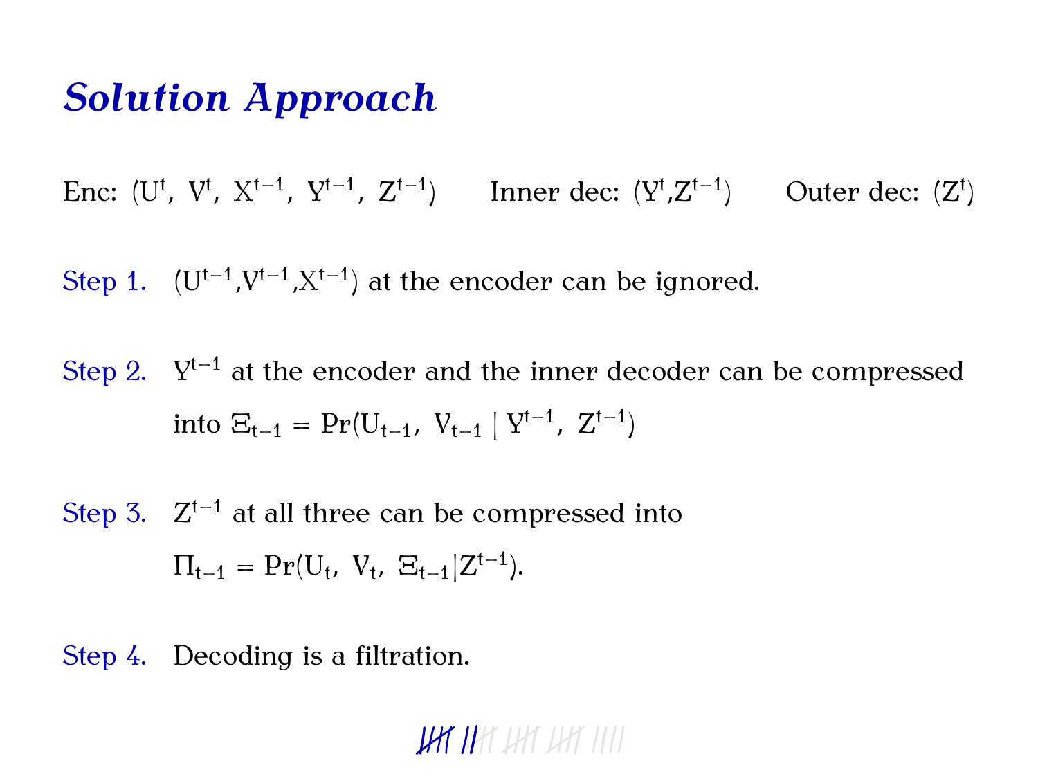# *Solution Approach*

Enc: $(U^t,\ V^t,\ X^{t-1},\ Y^{t-1},\ Z^{t-1})$ Inner dec: $(Y^t, Z^{t-1})$ Outer dec: $(Z^t)$

Step 1. $(U^{t-1}, V^{t-1}, X^{t-1})$ at the encoder can be ignored.

Step 2. $Y^{t-1}$ at the encoder and the inner decoder can be compressed into $\Xi_{t-1} = \Pr(U_{t-1},\ V_{t-1} \mid Y^{t-1},\ Z^{t-1})$

Step 3. $Z^{t-1}$ at all three can be compressed into $\Pi_{t-1} = \Pr(U_t,\ V_t,\ \Xi_{t-1} | Z^{t-1})$.

Step 4. Decoding is a filtration.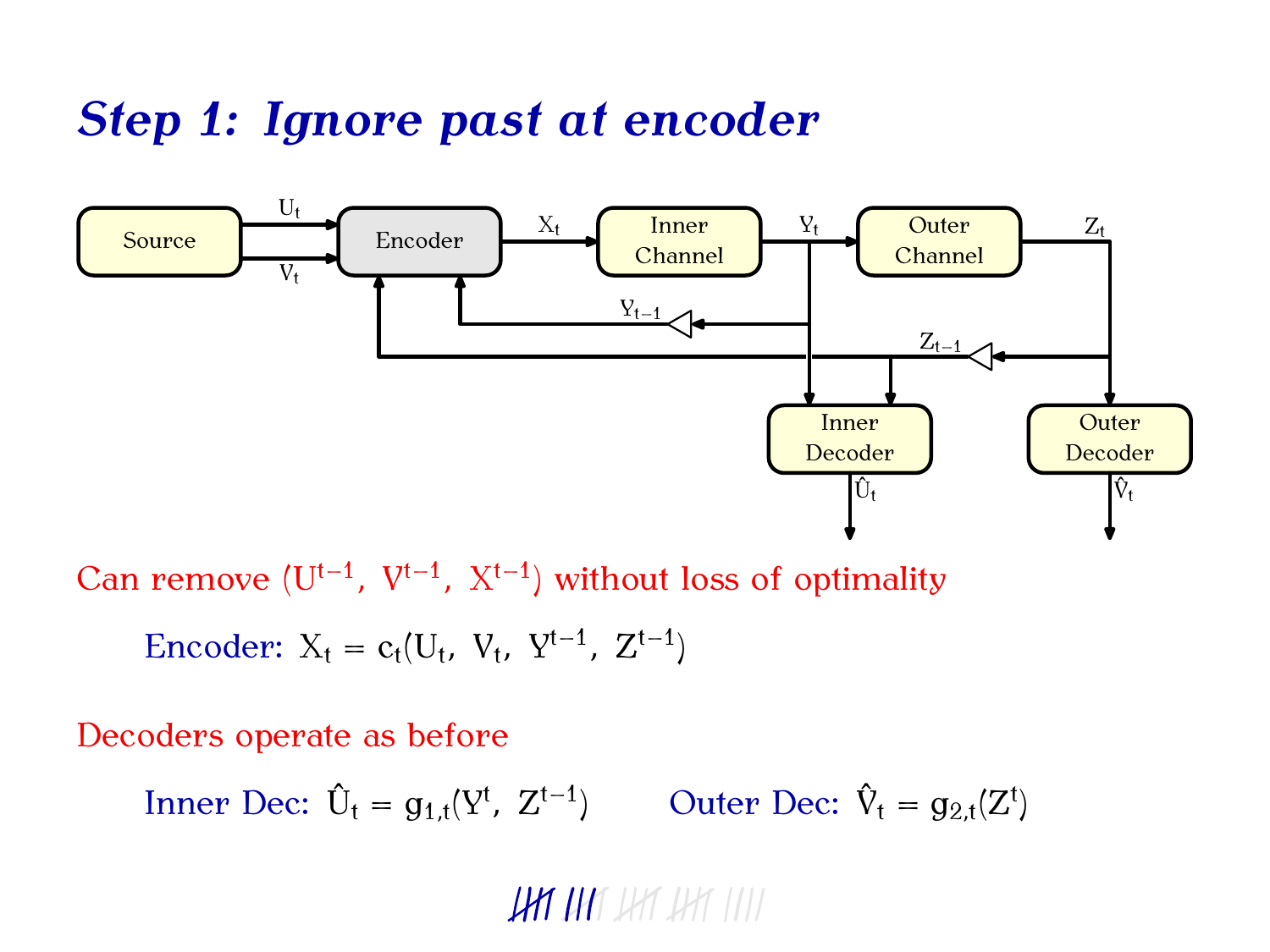# *Step 1: Ignore past at encoder*

Can remove $(U^{t-1}, V^{t-1}, X^{t-1})$ without loss of optimality

Encoder: $X_t = c_t(U_t, V_t, Y^{t-1}, Z^{t-1})$

Decoders operate as before

Inner Dec: $\hat{U}_t = g_{1,t}(Y^t, Z^{t-1})$ Outer Dec: $\hat{V}_t = g_{2,t}(Z^t)$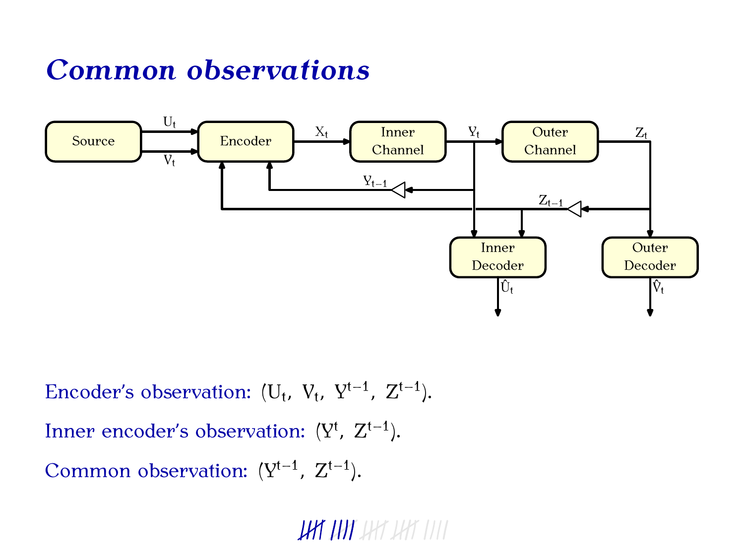# Common observations

Encoder's observation: $(U_t,\ V_t,\ Y^{t-1},\ Z^{t-1})$.

Inner encoder's observation: $(Y^t,\ Z^{t-1})$.

Common observation: $(Y^{t-1},\ Z^{t-1})$.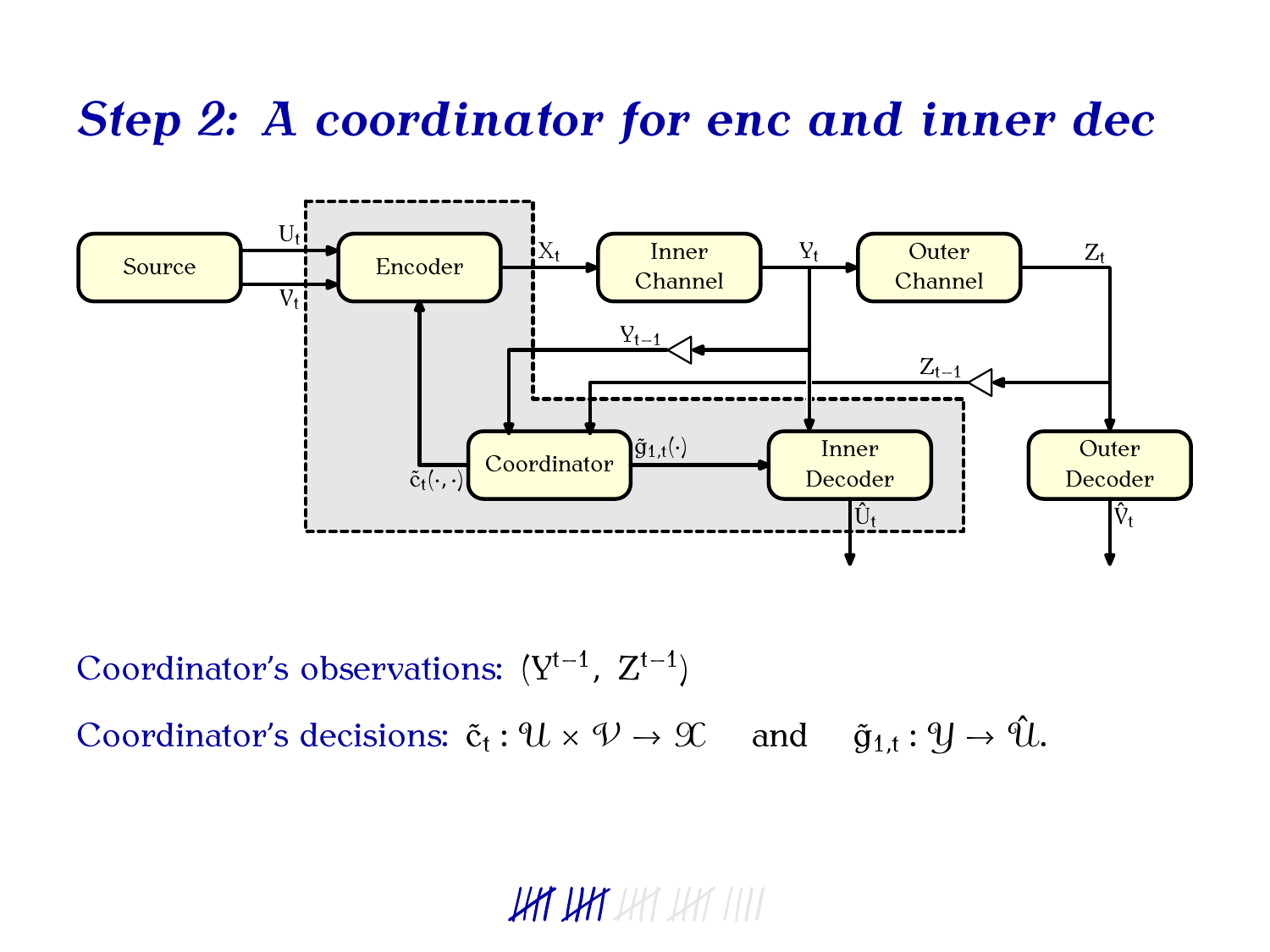# *Step 2: A coordinator for enc and inner dec*

Coordinator's observations: $(Y^{t-1},\ Z^{t-1})$

Coordinator's decisions: $\tilde{c}_t : \mathcal{U} \times \mathcal{V} \to \mathcal{X}$ and $\tilde{g}_{1,t} : \mathcal{Y} \to \hat{\mathcal{U}}$.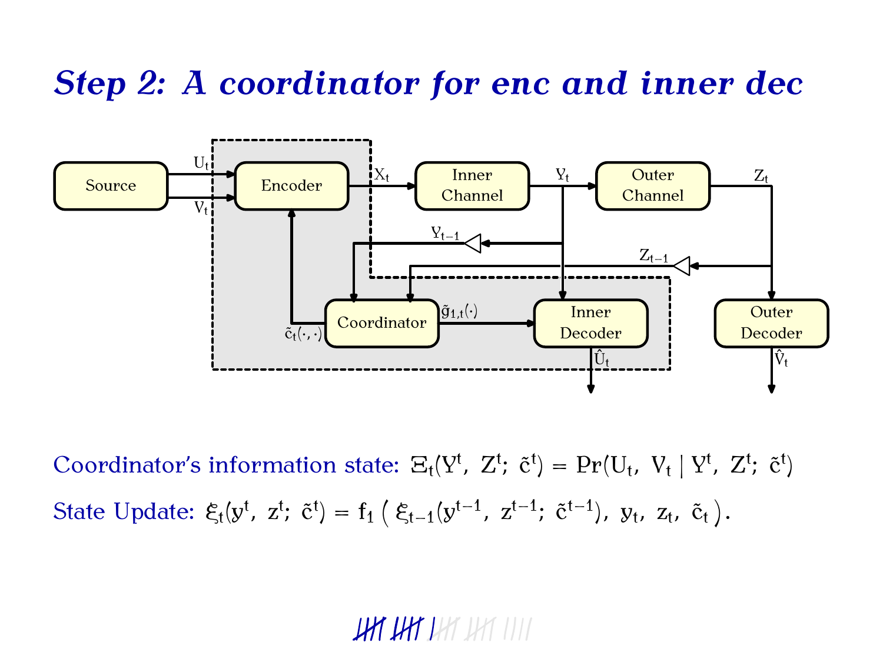# Step 2: A coordinator for enc and inner dec

Coordinator's information state: $\Xi_t(Y^t, Z^t; \tilde{c}^t) = \Pr(U_t, V_t \mid Y^t, Z^t; \tilde{c}^t)$

State Update: $\xi_t(y^t, z^t; \tilde{c}^t) = f_1\left(\xi_{t-1}(y^{t-1}, z^{t-1}; \tilde{c}^{t-1}), y_t, z_t, \tilde{c}_t\right)$.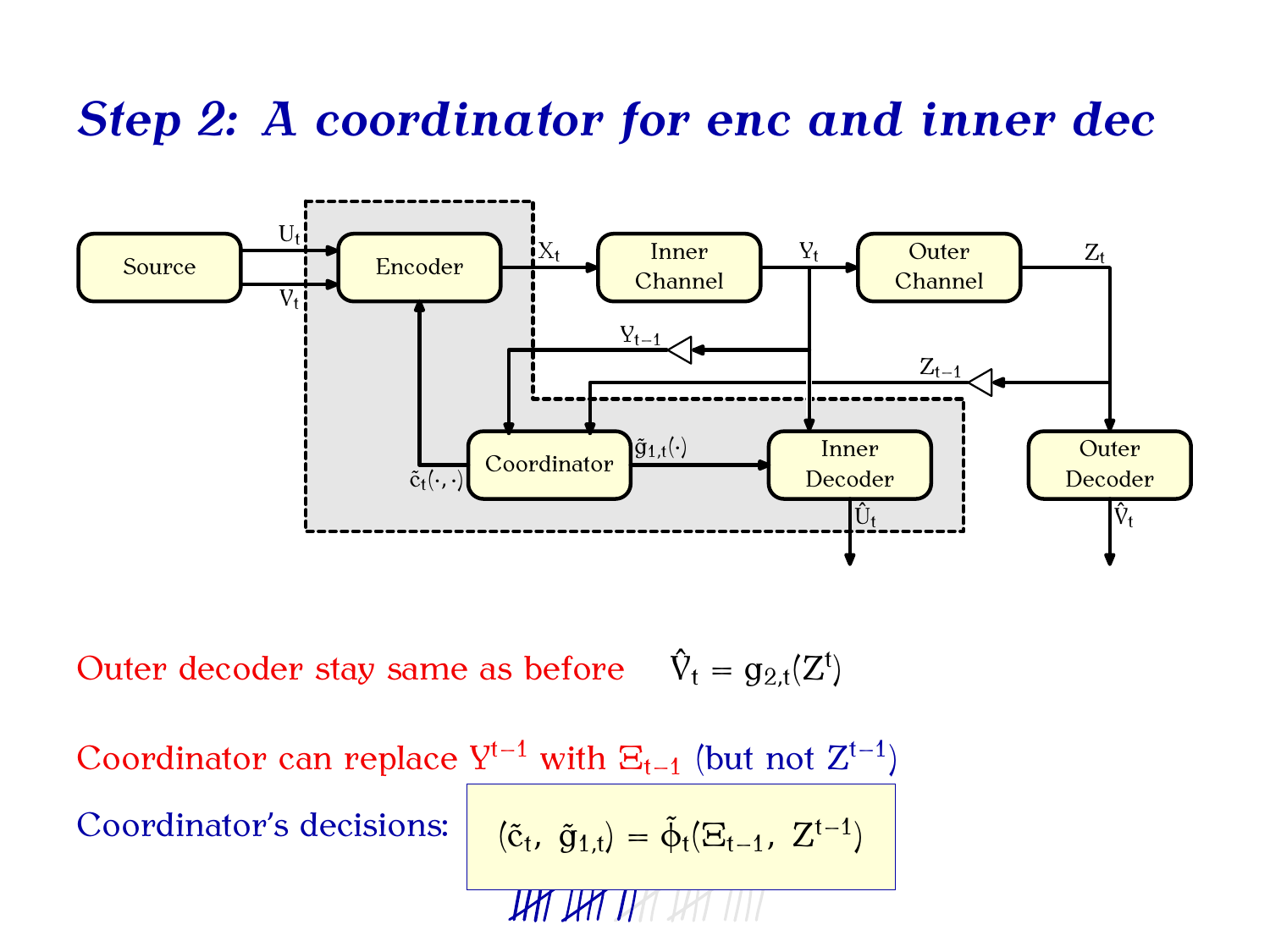# *Step 2: A coordinator for enc and inner dec*

Outer decoder stay same as before $\hat{V}_t = g_{2,t}(Z^t)$

Coordinator can replace $Y^{t-1}$ with $\Xi_{t-1}$ (but not $Z^{t-1}$)

Coordinator's decisions: $(\tilde{c}_t,\ \tilde{g}_{1,t}) = \tilde{\phi}_t(\Xi_{t-1},\ Z^{t-1})$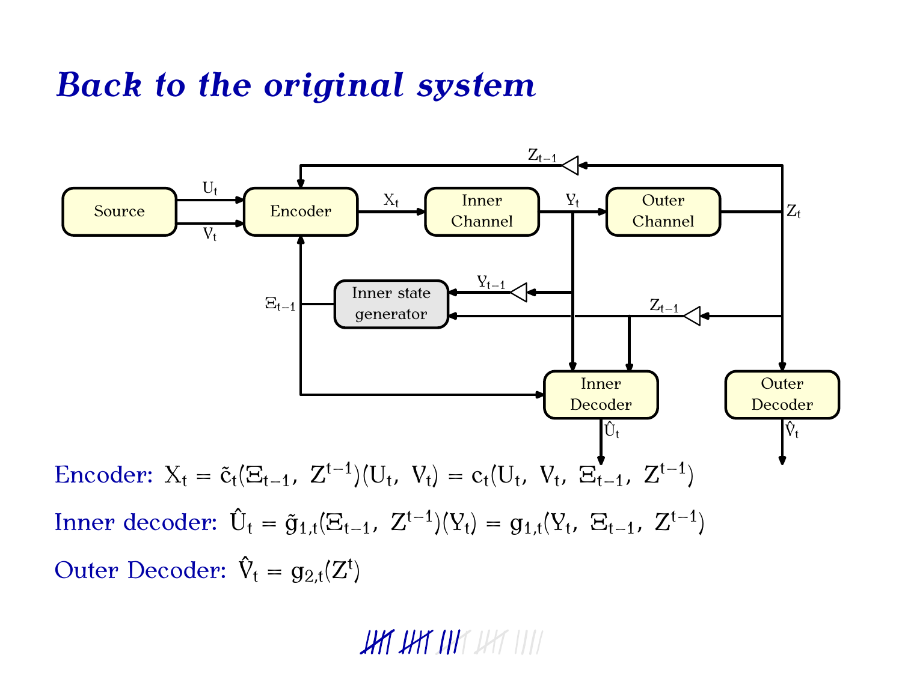# Back to the original system

Encoder: $X_t = \tilde{c}_t(\Xi_{t-1},\ Z^{t-1})(U_t,\ V_t) = c_t(U_t,\ V_t,\ \Xi_{t-1},\ Z^{t-1})$

Inner decoder: $\hat{U}_t = \tilde{g}_{1,t}(\Xi_{t-1},\ Z^{t-1})(Y_t) = g_{1,t}(Y_t,\ \Xi_{t-1},\ Z^{t-1})$

Outer Decoder: $\hat{V}_t = g_{2,t}(Z^t)$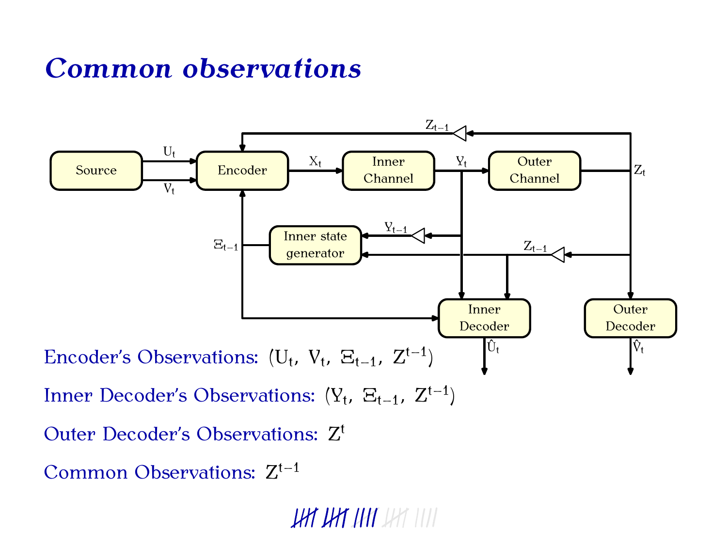# Common observations

Encoder's Observations: $(U_t,\ V_t,\ \Xi_{t-1},\ Z^{t-1})$

Inner Decoder's Observations: $(Y_t,\ \Xi_{t-1},\ Z^{t-1})$

Outer Decoder's Observations: $Z^t$

Common Observations: $Z^{t-1}$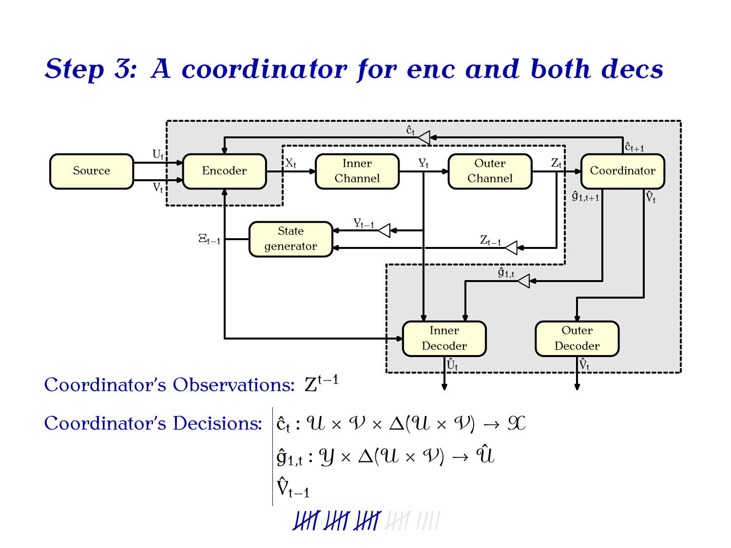# *Step 3: A coordinator for enc and both decs*

Coordinator's Observations: $Z^{t-1}$

Coordinator's Decisions:

$\hat{c}_t : \mathcal{U} \times \mathcal{V} \times \Delta(\mathcal{U} \times \mathcal{V}) \to \mathcal{X}$

$\hat{g}_{1,t} : \mathcal{Y} \times \Delta(\mathcal{U} \times \mathcal{V}) \to \hat{\mathcal{U}}$

$\hat{V}_{t-1}$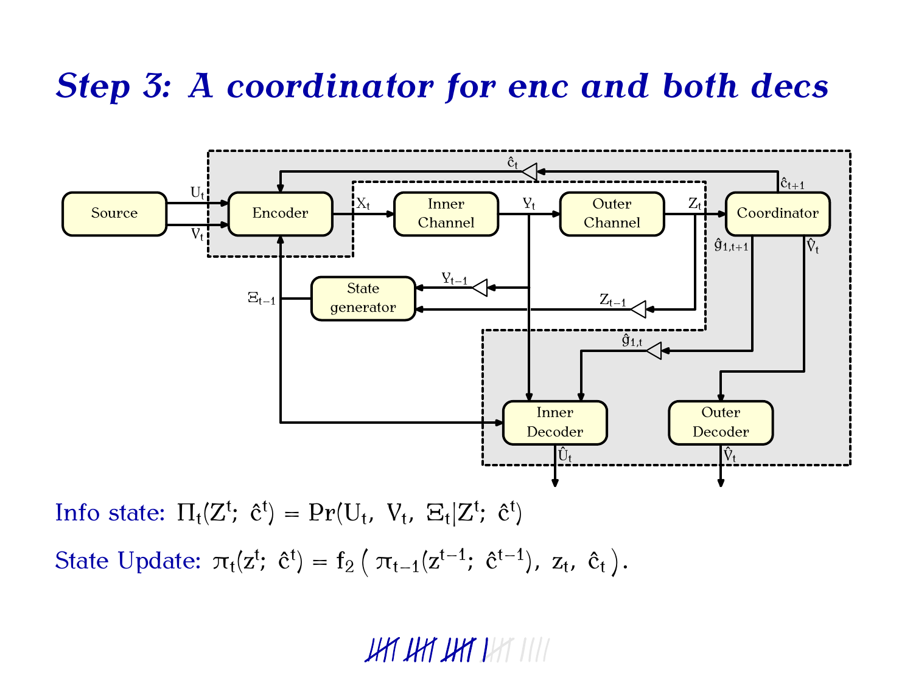# Step 3: A coordinator for enc and both decs

Info state: $\Pi_t(Z^t;\ \hat{c}^t) = \Pr(U_t,\ V_t,\ \Xi_t | Z^t;\ \hat{c}^t)$

State Update: $\pi_t(z^t;\ \hat{c}^t) = f_2\left(\ \pi_{t-1}(z^{t-1};\ \hat{c}^{t-1}),\ z_t,\ \hat{c}_t\ \right).$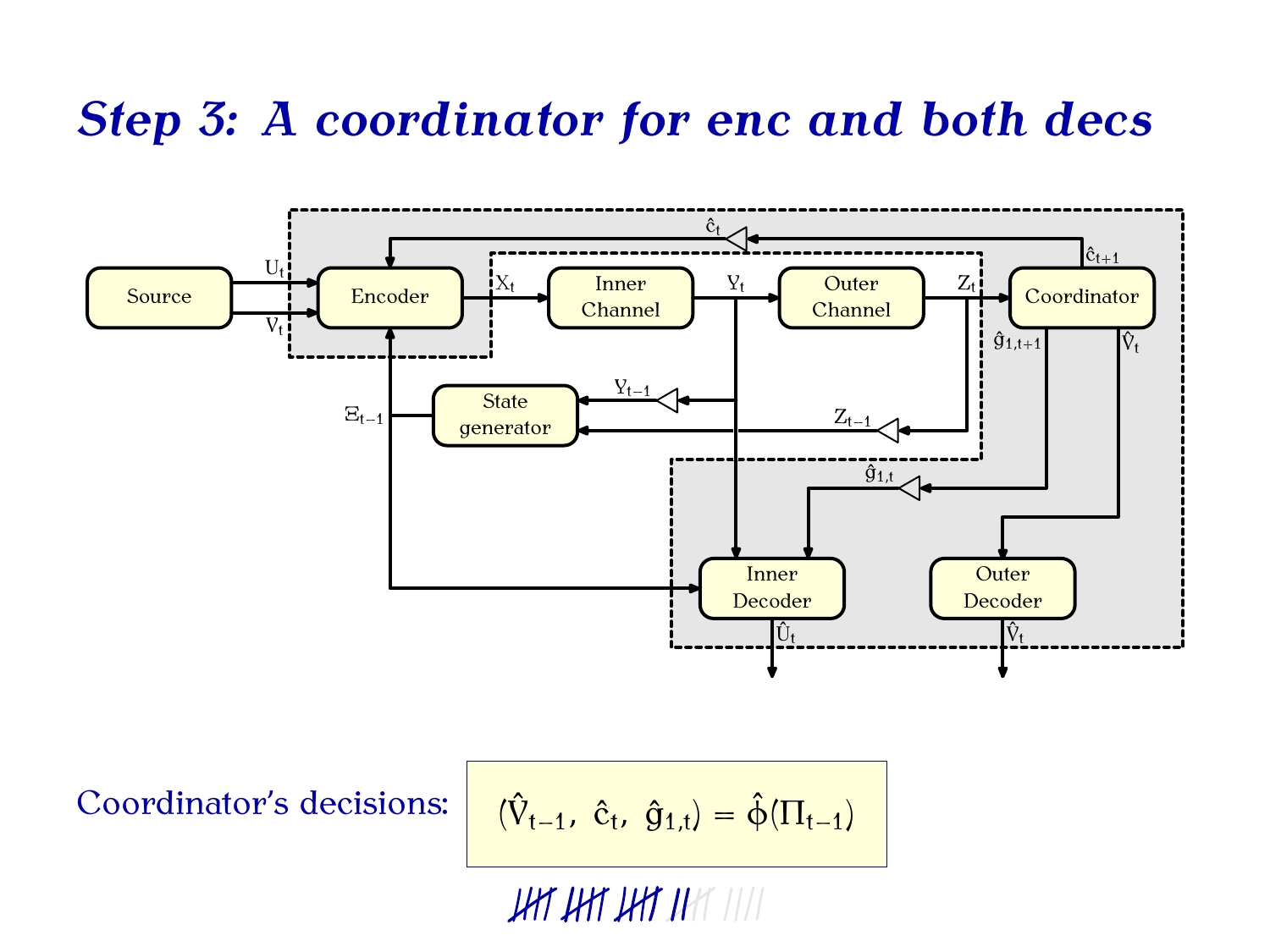# Step 3: A coordinator for enc and both decs

Source — $U_t$, $V_t$ → Encoder → $X_t$ → Inner Channel → $Y_t$ → Outer Channel → $Z_t$ → Coordinator

Coordinator → $\hat{c}_{t+1}$ → $\hat{c}_t$ → Encoder

State generator ($Y_{t-1}$, $Z_{t-1}$) → $\Xi_{t-1}$ → Encoder, Inner Decoder

Coordinator → $\hat{g}_{1,t+1}$ → $\hat{g}_{1,t}$ → Inner Decoder → $\hat{U}_t$

Coordinator → $\hat{V}_t$ → Outer Decoder → $\hat{V}_t$

Coordinator's decisions:

$$(\hat{V}_{t-1},\ \hat{c}_t,\ \hat{g}_{1,t}) = \hat{\phi}(\Pi_{t-1})$$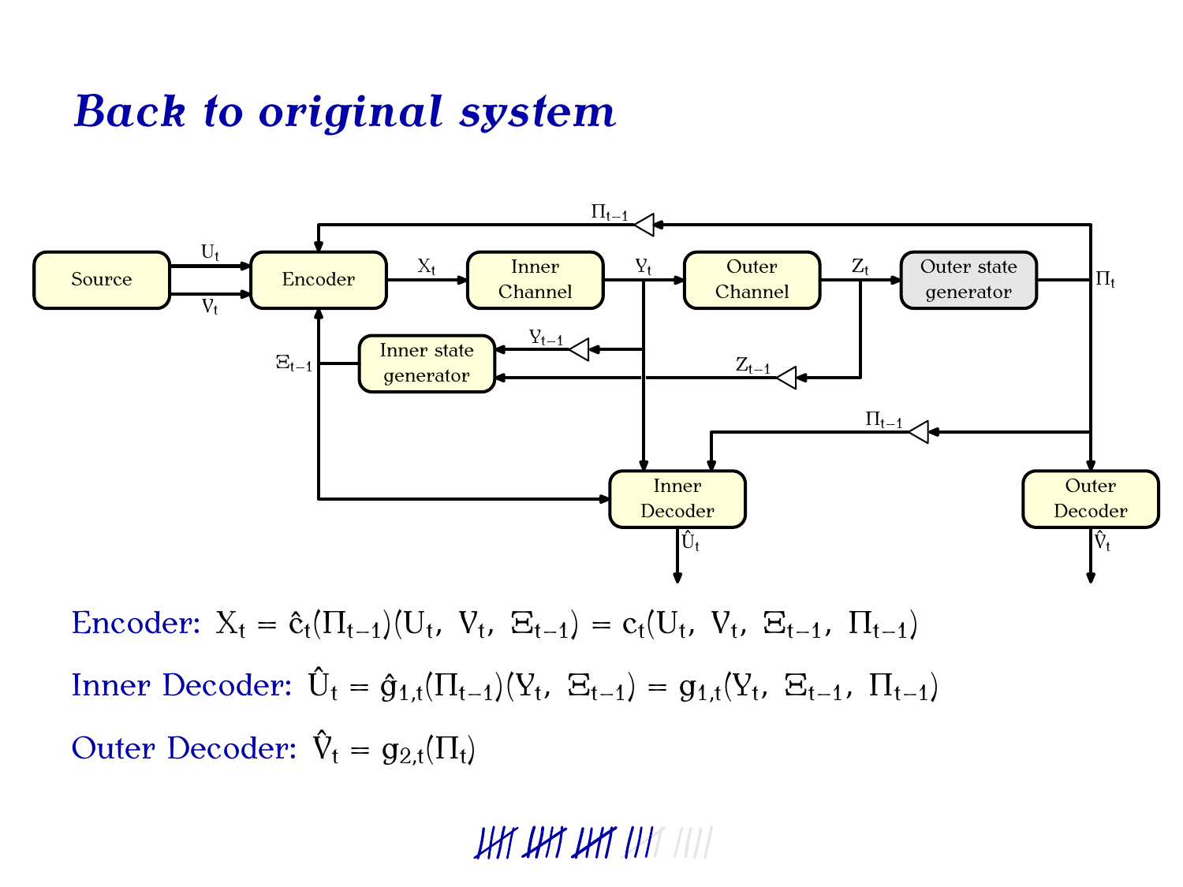# Back to original system

Encoder: $X_t = \hat{c}_t(\Pi_{t-1})(U_t,\ V_t,\ \Xi_{t-1}) = c_t(U_t,\ V_t,\ \Xi_{t-1},\ \Pi_{t-1})$

Inner Decoder: $\hat{U}_t = \hat{g}_{1,t}(\Pi_{t-1})(Y_t,\ \Xi_{t-1}) = g_{1,t}(Y_t,\ \Xi_{t-1},\ \Pi_{t-1})$

Outer Decoder: $\hat{V}_t = g_{2,t}(\Pi_t)$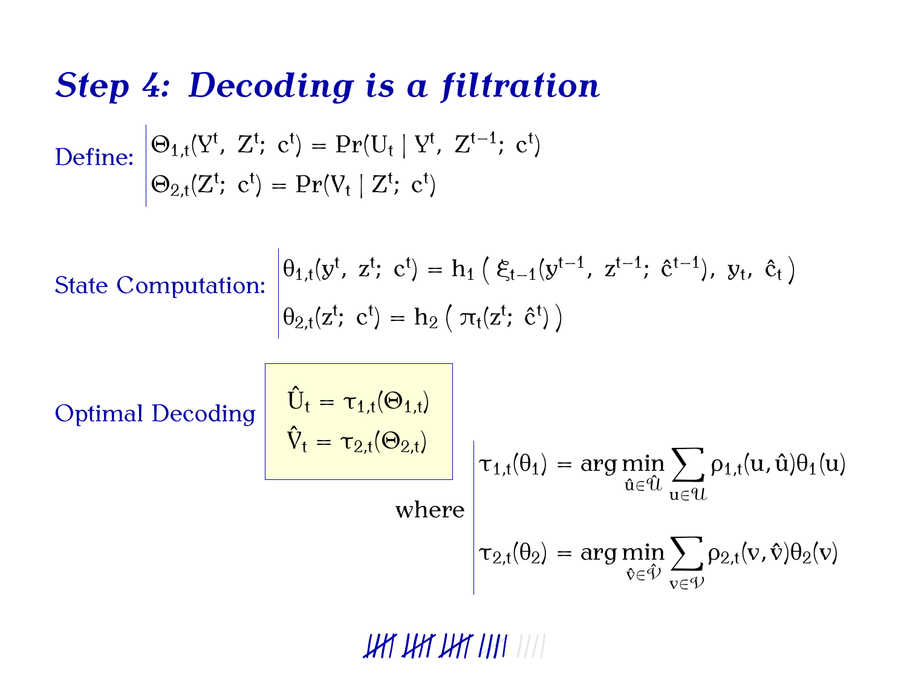# *Step 4: Decoding is a filtration*

Define:

$$\Theta_{1,t}(Y^t,\ Z^t;\ c^t) = \Pr(U_t \mid Y^t,\ Z^{t-1};\ c^t)$$

$$\Theta_{2,t}(Z^t;\ c^t) = \Pr(V_t \mid Z^t;\ c^t)$$

State Computation:

$$\theta_{1,t}(y^t,\ z^t;\ c^t) = h_1\left(\ \xi_{t-1}(y^{t-1},\ z^{t-1};\ \hat{c}^{t-1}),\ y_t,\ \hat{c}_t\ \right)$$

$$\theta_{2,t}(z^t;\ c^t) = h_2\left(\ \pi_t(z^t;\ \hat{c}^t)\ \right)$$

Optimal Decoding

$$\hat{U}_t = \tau_{1,t}(\Theta_{1,t})$$

$$\hat{V}_t = \tau_{2,t}(\Theta_{2,t})$$

where

$$\tau_{1,t}(\theta_1) = \arg\min_{\hat{u} \in \hat{\mathcal{U}}} \sum_{u \in \mathcal{U}} \rho_{1,t}(u, \hat{u})\theta_1(u)$$

$$\tau_{2,t}(\theta_2) = \arg\min_{\hat{v} \in \hat{\mathcal{V}}} \sum_{v \in \mathcal{V}} \rho_{2,t}(v, \hat{v})\theta_2(v)$$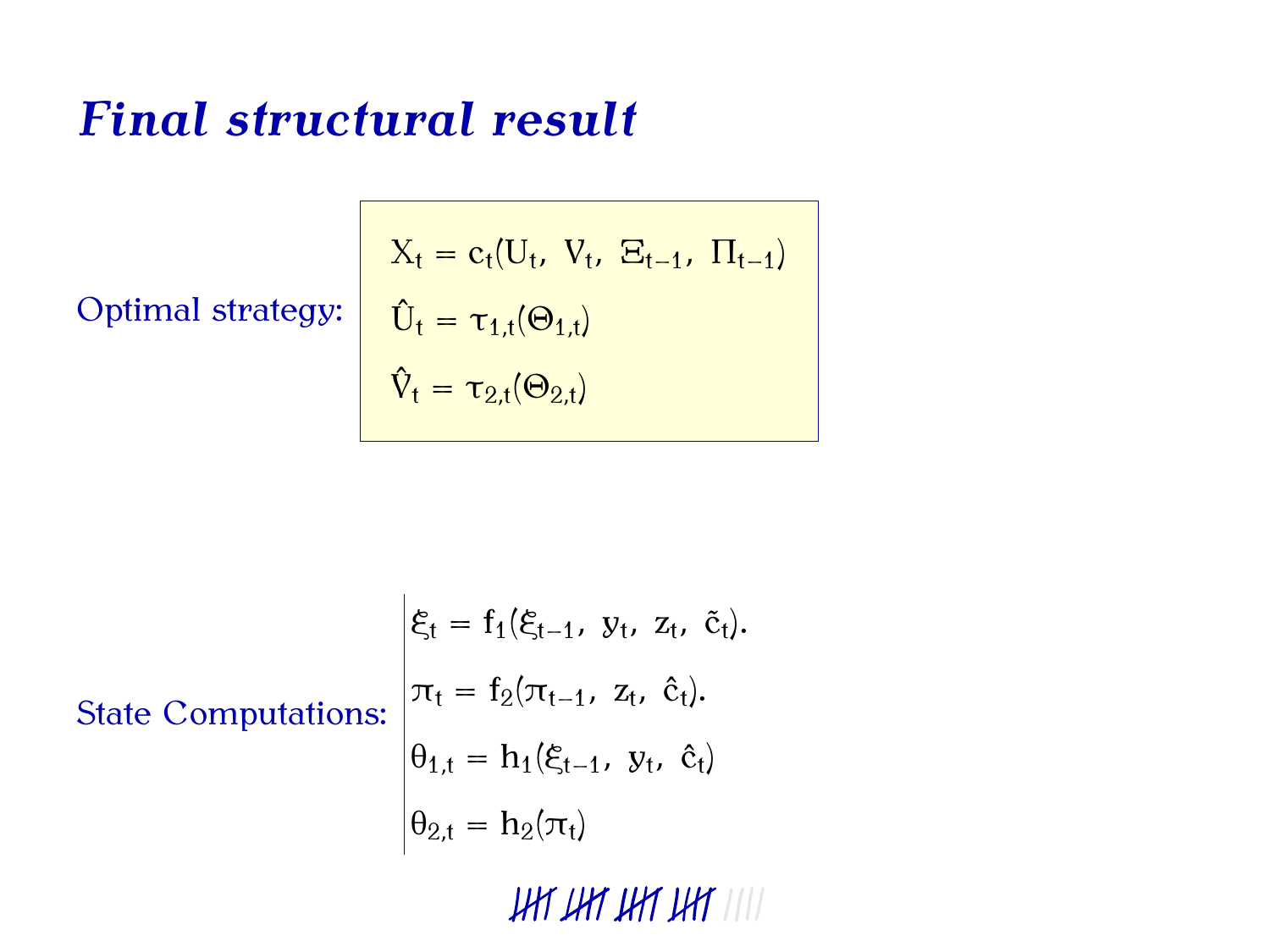# *Final structural result*

Optimal strategy:

$$
\begin{aligned}
X_t &= c_t(U_t,\ V_t,\ \Xi_{t-1},\ \Pi_{t-1}) \\
\hat{U}_t &= \tau_{1,t}(\Theta_{1,t}) \\
\hat{V}_t &= \tau_{2,t}(\Theta_{2,t})
\end{aligned}
$$

State Computations:

$$
\begin{aligned}
\xi_t &= f_1(\xi_{t-1},\ y_t,\ z_t,\ \tilde{c}_t). \\
\pi_t &= f_2(\pi_{t-1},\ z_t,\ \hat{c}_t). \\
\theta_{1,t} &= h_1(\xi_{t-1},\ y_t,\ \hat{c}_t) \\
\theta_{2,t} &= h_2(\pi_t)
\end{aligned}
$$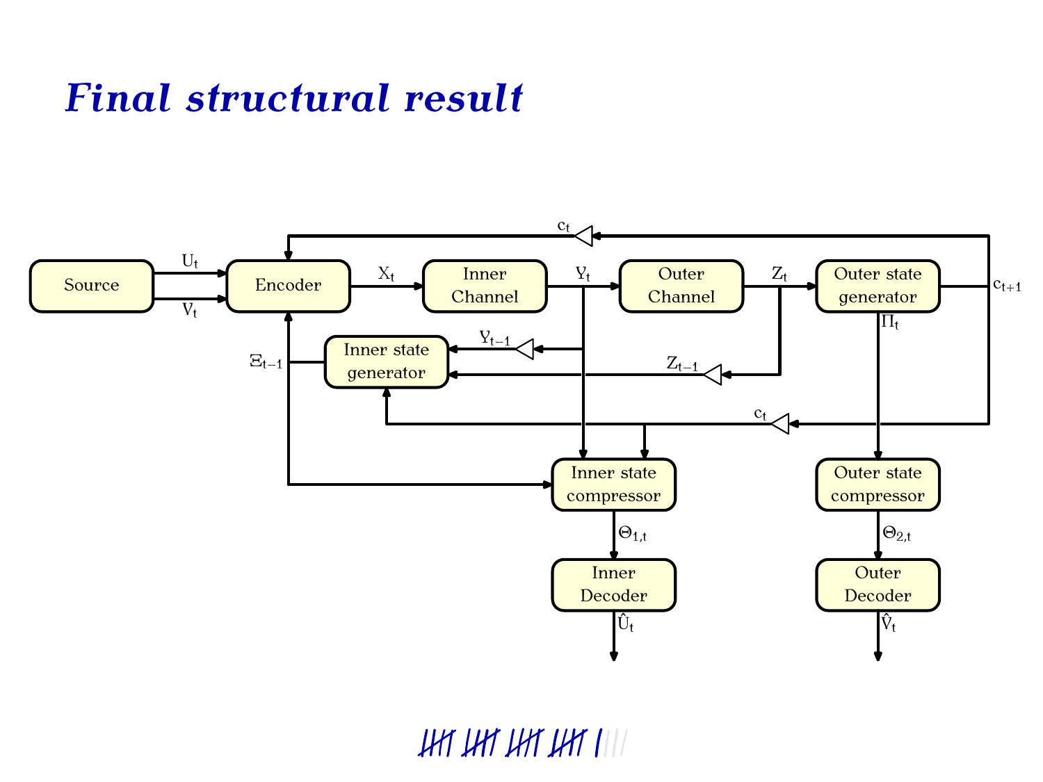# *Final structural result*

Source → $U_t$, $V_t$ → Encoder → $X_t$ → Inner Channel → $Y_t$ → Outer Channel → $Z_t$ → Outer state generator → $c_{t+1}$

$c_t$

Inner state generator ← $Y_{t-1}$, $Z_{t-1}$, $c_t$

$\Xi_{t-1}$

Inner state compressor → $\Theta_{1,t}$ → Inner Decoder → $\hat{U}_t$

$\Pi_t$

Outer state compressor → $\Theta_{2,t}$ → Outer Decoder → $\hat{V}_t$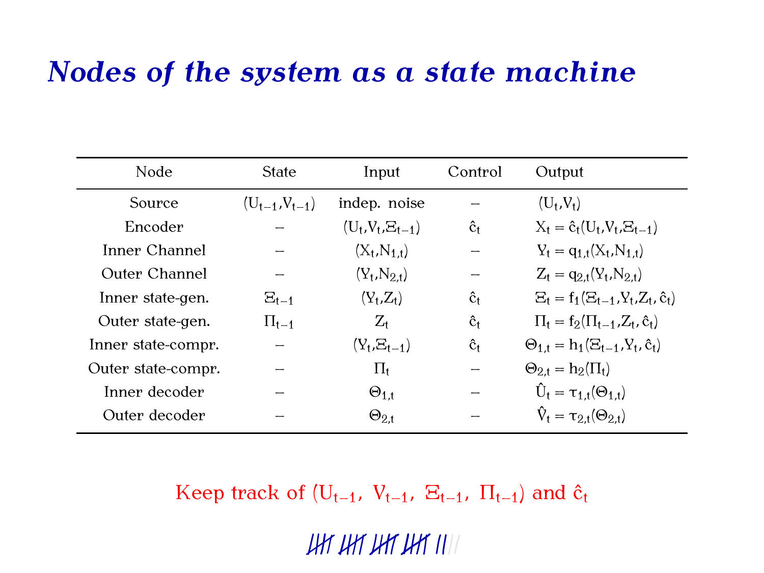# Nodes of the system as a state machine

| Node | State | Input | Control | Output |
|---|---|---|---|---|
| Source | $(U_{t-1}, V_{t-1})$ | indep. noise | – | $(U_t, V_t)$ |
| Encoder | – | $(U_t, V_t, \Xi_{t-1})$ | $\hat{c}_t$ | $X_t = \hat{c}_t(U_t, V_t, \Xi_{t-1})$ |
| Inner Channel | – | $(X_t, N_{1,t})$ | – | $Y_t = q_{1,t}(X_t, N_{1,t})$ |
| Outer Channel | – | $(Y_t, N_{2,t})$ | – | $Z_t = q_{2,t}(Y_t, N_{2,t})$ |
| Inner state-gen. | $\Xi_{t-1}$ | $(Y_t, Z_t)$ | $\hat{c}_t$ | $\Xi_t = f_1(\Xi_{t-1}, Y_t, Z_t, \hat{c}_t)$ |
| Outer state-gen. | $\Pi_{t-1}$ | $Z_t$ | $\hat{c}_t$ | $\Pi_t = f_2(\Pi_{t-1}, Z_t, \hat{c}_t)$ |
| Inner state-compr. | – | $(Y_t, \Xi_{t-1})$ | $\hat{c}_t$ | $\Theta_{1,t} = h_1(\Xi_{t-1}, Y_t, \hat{c}_t)$ |
| Outer state-compr. | – | $\Pi_t$ | – | $\Theta_{2,t} = h_2(\Pi_t)$ |
| Inner decoder | – | $\Theta_{1,t}$ | – | $\hat{U}_t = \tau_{1,t}(\Theta_{1,t})$ |
| Outer decoder | – | $\Theta_{2,t}$ | – | $\hat{V}_t = \tau_{2,t}(\Theta_{2,t})$ |

Keep track of $(U_{t-1}, V_{t-1}, \Xi_{t-1}, \Pi_{t-1})$ and $\hat{c}_t$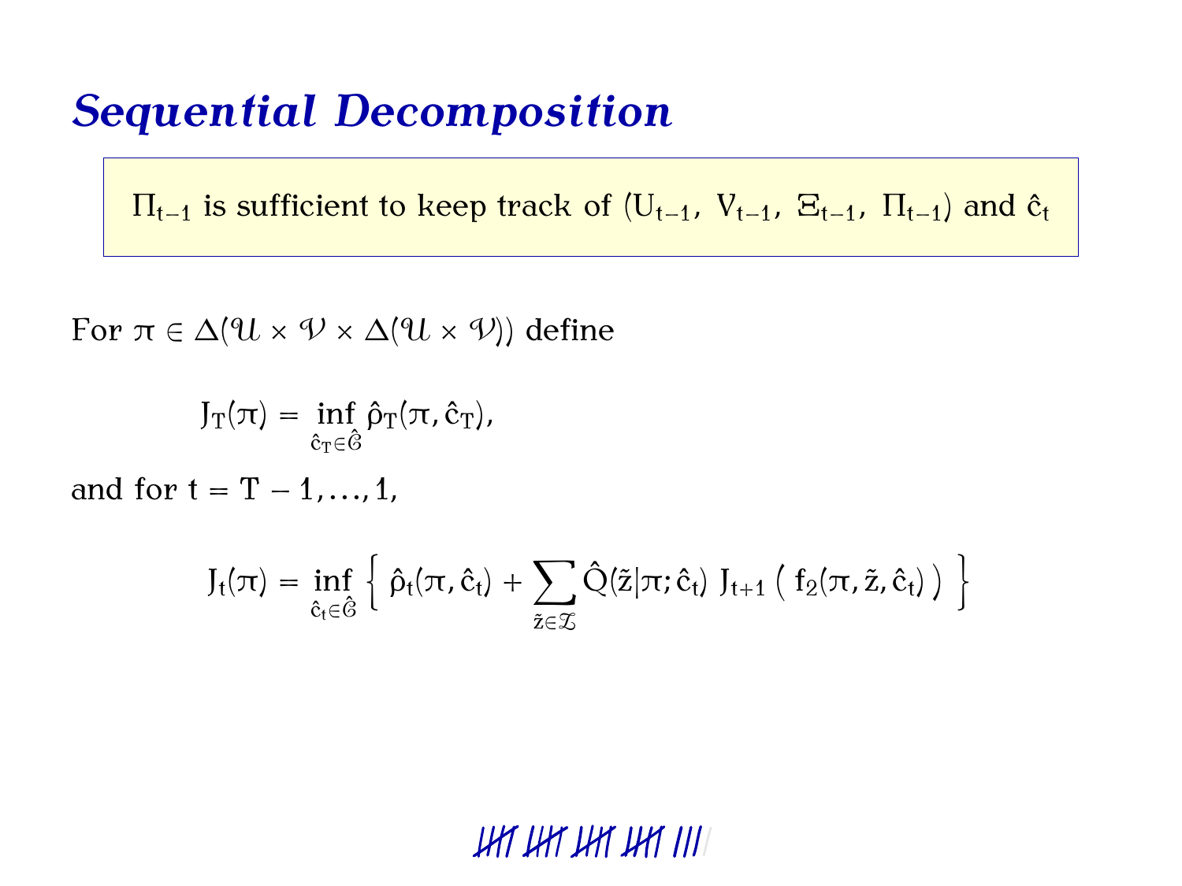# *Sequential Decomposition*

$\Pi_{t-1}$ is sufficient to keep track of $(U_{t-1},\ V_{t-1},\ \Xi_{t-1},\ \Pi_{t-1})$ and $\hat{c}_t$

For $\pi \in \Delta(\mathcal{U} \times \mathcal{V} \times \Delta(\mathcal{U} \times \mathcal{V}))$ define

$$J_T(\pi) = \inf_{\hat{c}_T \in \hat{\mathcal{C}}} \hat{\rho}_T(\pi, \hat{c}_T),$$

and for $t = T-1, \ldots, 1$,

$$J_t(\pi) = \inf_{\hat{c}_t \in \hat{\mathcal{C}}} \left\{ \hat{\rho}_t(\pi, \hat{c}_t) + \sum_{\tilde{z} \in \mathcal{Z}} \hat{Q}(\tilde{z}|\pi; \hat{c}_t)\ J_{t+1}\left( f_2(\pi, \tilde{z}, \hat{c}_t) \right) \right\}$$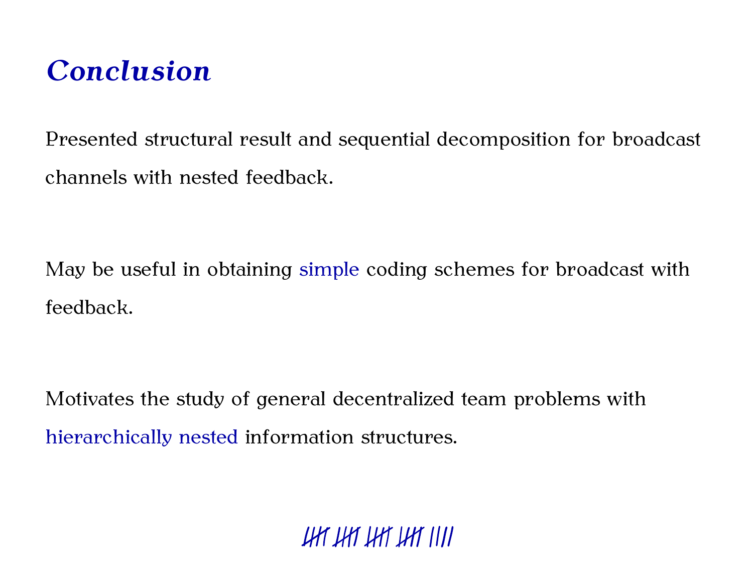# *Conclusion*

Presented structural result and sequential decomposition for broadcast channels with nested feedback.

May be useful in obtaining simple coding schemes for broadcast with feedback.

Motivates the study of general decentralized team problems with hierarchically nested information structures.